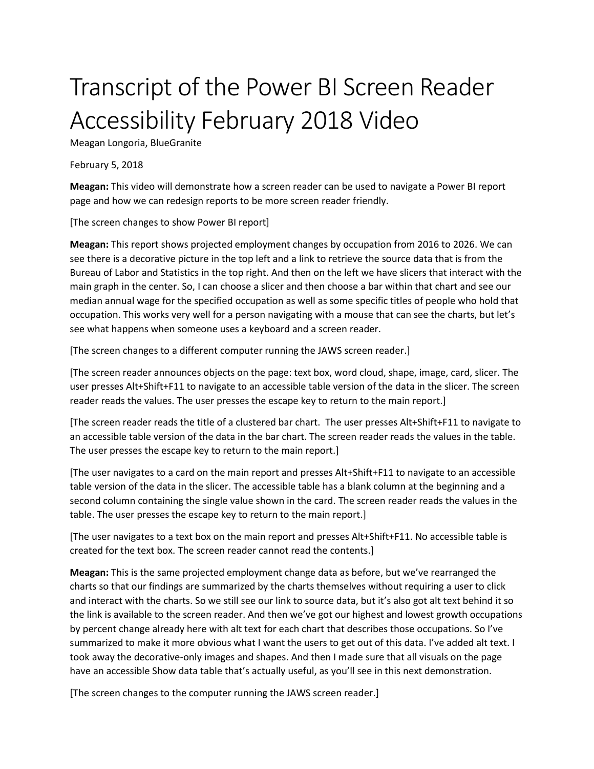# Transcript of the Power BI Screen Reader Accessibility February 2018 Video

Meagan Longoria, BlueGranite

February 5, 2018

**Meagan:** This video will demonstrate how a screen reader can be used to navigate a Power BI report page and how we can redesign reports to be more screen reader friendly.

[The screen changes to show Power BI report]

**Meagan:** This report shows projected employment changes by occupation from 2016 to 2026. We can see there is a decorative picture in the top left and a link to retrieve the source data that is from the Bureau of Labor and Statistics in the top right. And then on the left we have slicers that interact with the main graph in the center. So, I can choose a slicer and then choose a bar within that chart and see our median annual wage for the specified occupation as well as some specific titles of people who hold that occupation. This works very well for a person navigating with a mouse that can see the charts, but let's see what happens when someone uses a keyboard and a screen reader.

[The screen changes to a different computer running the JAWS screen reader.]

[The screen reader announces objects on the page: text box, word cloud, shape, image, card, slicer. The user presses Alt+Shift+F11 to navigate to an accessible table version of the data in the slicer. The screen reader reads the values. The user presses the escape key to return to the main report.]

[The screen reader reads the title of a clustered bar chart. The user presses Alt+Shift+F11 to navigate to an accessible table version of the data in the bar chart. The screen reader reads the values in the table. The user presses the escape key to return to the main report.]

[The user navigates to a card on the main report and presses Alt+Shift+F11 to navigate to an accessible table version of the data in the slicer. The accessible table has a blank column at the beginning and a second column containing the single value shown in the card. The screen reader reads the values in the table. The user presses the escape key to return to the main report.]

[The user navigates to a text box on the main report and presses Alt+Shift+F11. No accessible table is created for the text box. The screen reader cannot read the contents.]

**Meagan:** This is the same projected employment change data as before, but we've rearranged the charts so that our findings are summarized by the charts themselves without requiring a user to click and interact with the charts. So we still see our link to source data, but it's also got alt text behind it so the link is available to the screen reader. And then we've got our highest and lowest growth occupations by percent change already here with alt text for each chart that describes those occupations. So I've summarized to make it more obvious what I want the users to get out of this data. I've added alt text. I took away the decorative-only images and shapes. And then I made sure that all visuals on the page have an accessible Show data table that's actually useful, as you'll see in this next demonstration.

[The screen changes to the computer running the JAWS screen reader.]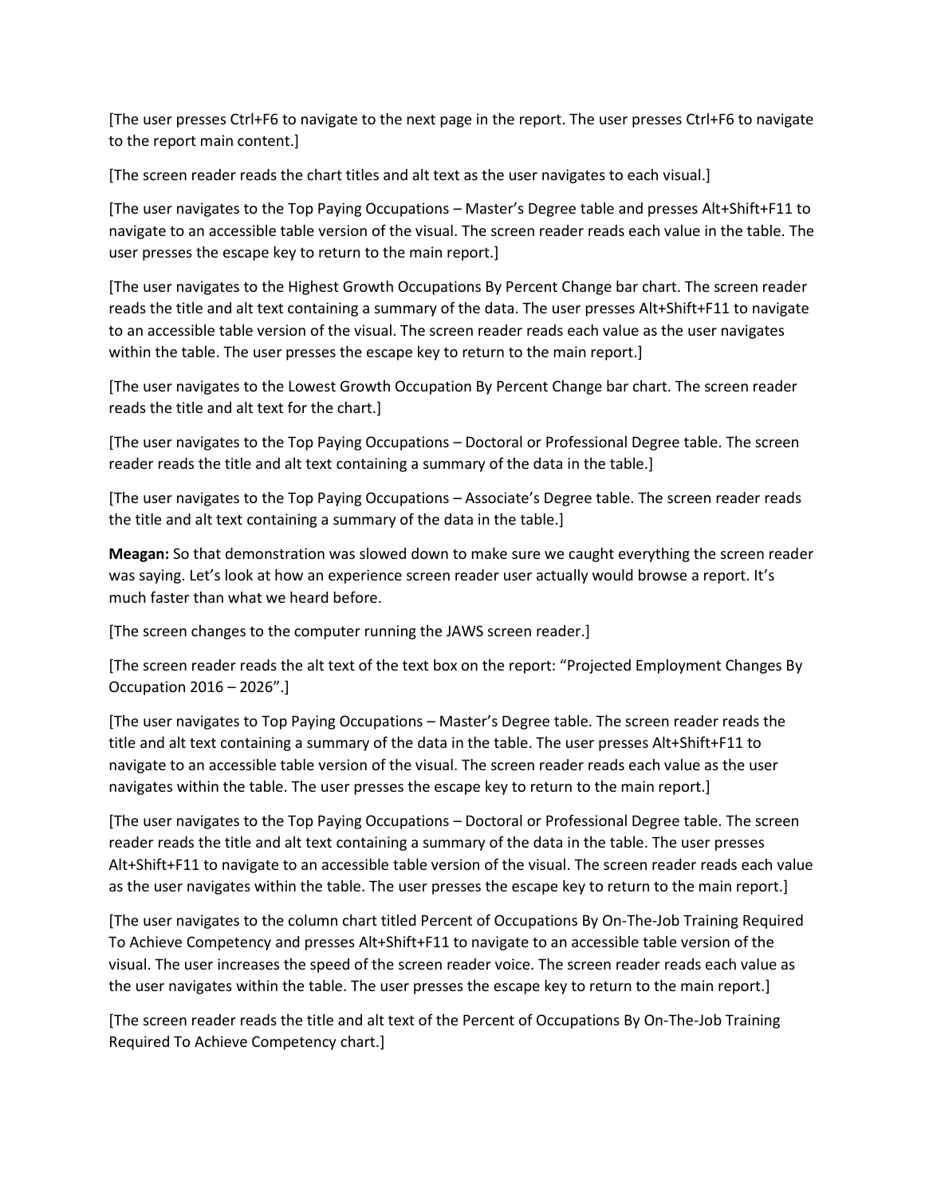[The user presses Ctrl+F6 to navigate to the next page in the report. The user presses Ctrl+F6 to navigate to the report main content.]

[The screen reader reads the chart titles and alt text as the user navigates to each visual.]

[The user navigates to the Top Paying Occupations – Master's Degree table and presses Alt+Shift+F11 to navigate to an accessible table version of the visual. The screen reader reads each value in the table. The user presses the escape key to return to the main report.]

[The user navigates to the Highest Growth Occupations By Percent Change bar chart. The screen reader reads the title and alt text containing a summary of the data. The user presses Alt+Shift+F11 to navigate to an accessible table version of the visual. The screen reader reads each value as the user navigates within the table. The user presses the escape key to return to the main report.]

[The user navigates to the Lowest Growth Occupation By Percent Change bar chart. The screen reader reads the title and alt text for the chart.]

[The user navigates to the Top Paying Occupations – Doctoral or Professional Degree table. The screen reader reads the title and alt text containing a summary of the data in the table.]

[The user navigates to the Top Paying Occupations – Associate's Degree table. The screen reader reads the title and alt text containing a summary of the data in the table.]

**Meagan:** So that demonstration was slowed down to make sure we caught everything the screen reader was saying. Let's look at how an experience screen reader user actually would browse a report. It's much faster than what we heard before.

[The screen changes to the computer running the JAWS screen reader.]

[The screen reader reads the alt text of the text box on the report: "Projected Employment Changes By Occupation 2016 – 2026".]

[The user navigates to Top Paying Occupations – Master's Degree table. The screen reader reads the title and alt text containing a summary of the data in the table. The user presses Alt+Shift+F11 to navigate to an accessible table version of the visual. The screen reader reads each value as the user navigates within the table. The user presses the escape key to return to the main report.]

[The user navigates to the Top Paying Occupations – Doctoral or Professional Degree table. The screen reader reads the title and alt text containing a summary of the data in the table. The user presses Alt+Shift+F11 to navigate to an accessible table version of the visual. The screen reader reads each value as the user navigates within the table. The user presses the escape key to return to the main report.]

[The user navigates to the column chart titled Percent of Occupations By On-The-Job Training Required To Achieve Competency and presses Alt+Shift+F11 to navigate to an accessible table version of the visual. The user increases the speed of the screen reader voice. The screen reader reads each value as the user navigates within the table. The user presses the escape key to return to the main report.]

[The screen reader reads the title and alt text of the Percent of Occupations By On-The-Job Training Required To Achieve Competency chart.]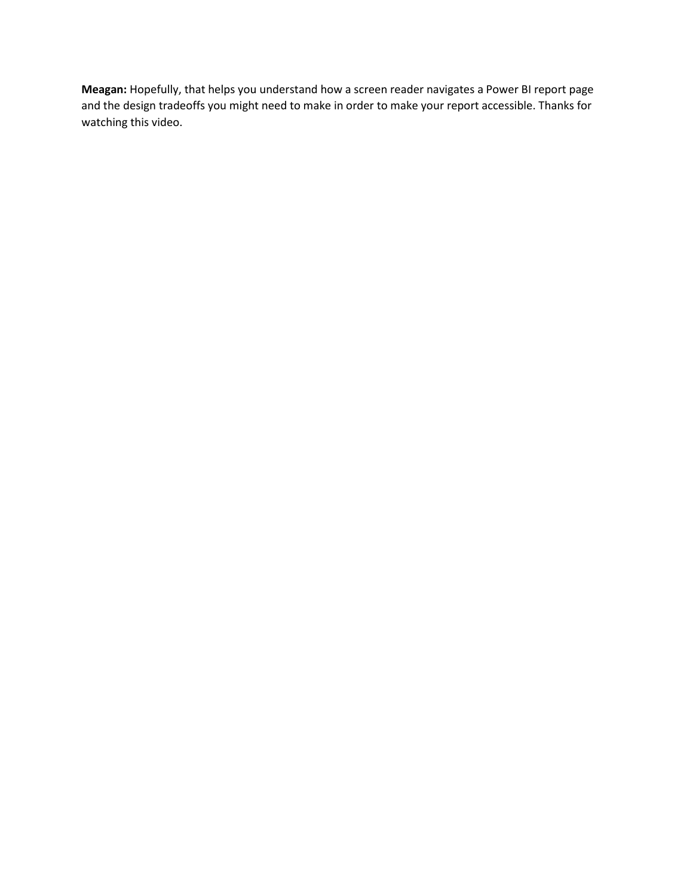**Meagan:** Hopefully, that helps you understand how a screen reader navigates a Power BI report page and the design tradeoffs you might need to make in order to make your report accessible. Thanks for watching this video.